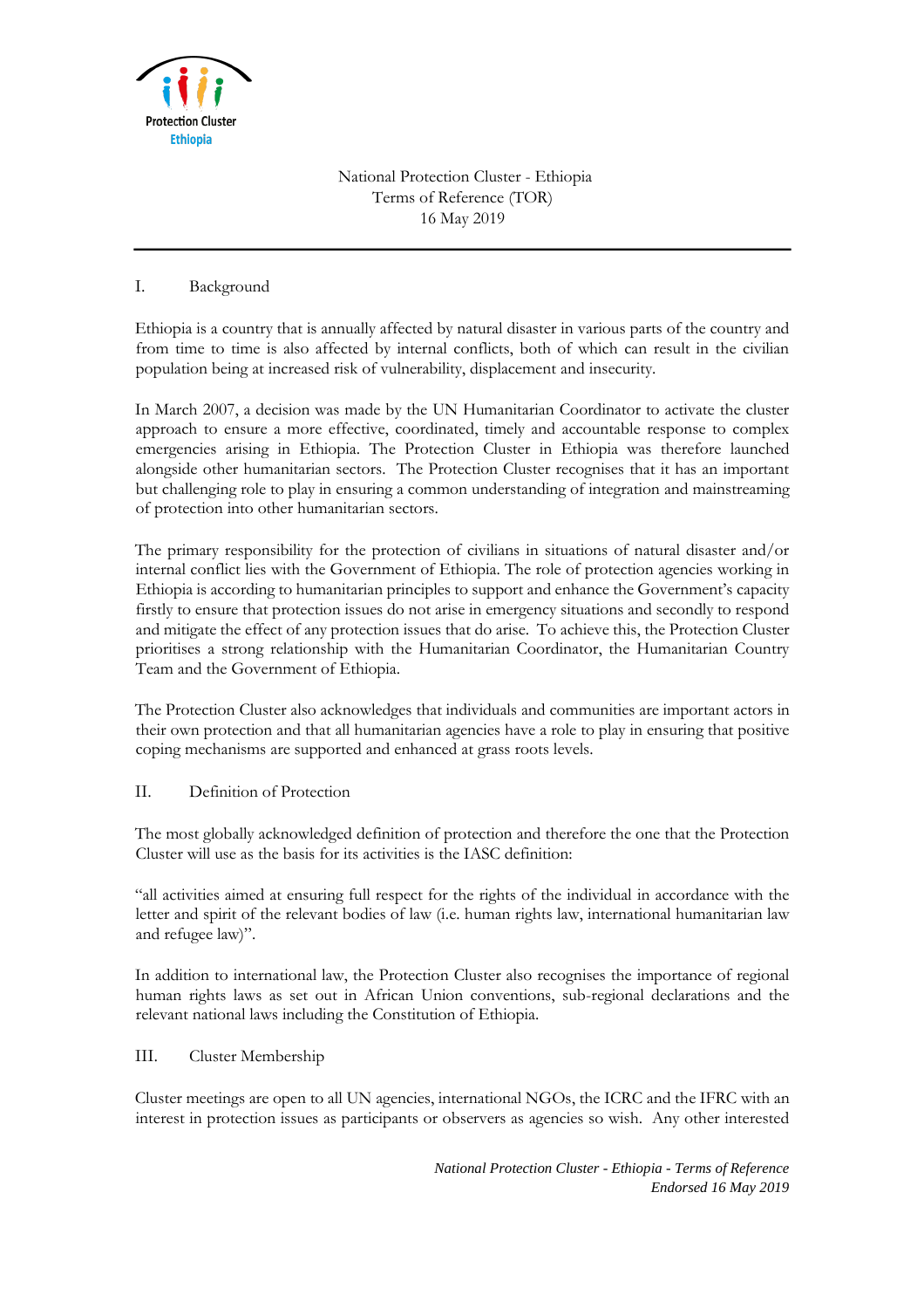Protection Cluster
Ethiopia

National Protection Cluster - Ethiopia
Terms of Reference (TOR)
16 May 2019

## I. Background

Ethiopia is a country that is annually affected by natural disaster in various parts of the country and from time to time is also affected by internal conflicts, both of which can result in the civilian population being at increased risk of vulnerability, displacement and insecurity.

In March 2007, a decision was made by the UN Humanitarian Coordinator to activate the cluster approach to ensure a more effective, coordinated, timely and accountable response to complex emergencies arising in Ethiopia. The Protection Cluster in Ethiopia was therefore launched alongside other humanitarian sectors. The Protection Cluster recognises that it has an important but challenging role to play in ensuring a common understanding of integration and mainstreaming of protection into other humanitarian sectors.

The primary responsibility for the protection of civilians in situations of natural disaster and/or internal conflict lies with the Government of Ethiopia. The role of protection agencies working in Ethiopia is according to humanitarian principles to support and enhance the Government's capacity firstly to ensure that protection issues do not arise in emergency situations and secondly to respond and mitigate the effect of any protection issues that do arise. To achieve this, the Protection Cluster prioritises a strong relationship with the Humanitarian Coordinator, the Humanitarian Country Team and the Government of Ethiopia.

The Protection Cluster also acknowledges that individuals and communities are important actors in their own protection and that all humanitarian agencies have a role to play in ensuring that positive coping mechanisms are supported and enhanced at grass roots levels.

## II. Definition of Protection

The most globally acknowledged definition of protection and therefore the one that the Protection Cluster will use as the basis for its activities is the IASC definition:

"all activities aimed at ensuring full respect for the rights of the individual in accordance with the letter and spirit of the relevant bodies of law (i.e. human rights law, international humanitarian law and refugee law)".

In addition to international law, the Protection Cluster also recognises the importance of regional human rights laws as set out in African Union conventions, sub-regional declarations and the relevant national laws including the Constitution of Ethiopia.

## III. Cluster Membership

Cluster meetings are open to all UN agencies, international NGOs, the ICRC and the IFRC with an interest in protection issues as participants or observers as agencies so wish. Any other interested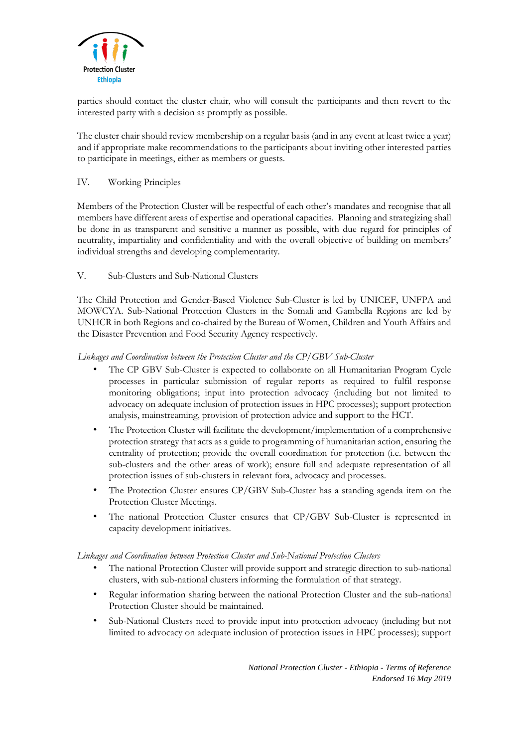parties should contact the cluster chair, who will consult the participants and then revert to the interested party with a decision as promptly as possible.

The cluster chair should review membership on a regular basis (and in any event at least twice a year) and if appropriate make recommendations to the participants about inviting other interested parties to participate in meetings, either as members or guests.

## IV. Working Principles

Members of the Protection Cluster will be respectful of each other's mandates and recognise that all members have different areas of expertise and operational capacities. Planning and strategizing shall be done in as transparent and sensitive a manner as possible, with due regard for principles of neutrality, impartiality and confidentiality and with the overall objective of building on members' individual strengths and developing complementarity.

## V. Sub-Clusters and Sub-National Clusters

The Child Protection and Gender-Based Violence Sub-Cluster is led by UNICEF, UNFPA and MOWCYA. Sub-National Protection Clusters in the Somali and Gambella Regions are led by UNHCR in both Regions and co-chaired by the Bureau of Women, Children and Youth Affairs and the Disaster Prevention and Food Security Agency respectively.

*Linkages and Coordination between the Protection Cluster and the CP/GBV Sub-Cluster*

- The CP GBV Sub-Cluster is expected to collaborate on all Humanitarian Program Cycle processes in particular submission of regular reports as required to fulfil response monitoring obligations; input into protection advocacy (including but not limited to advocacy on adequate inclusion of protection issues in HPC processes); support protection analysis, mainstreaming, provision of protection advice and support to the HCT.
- The Protection Cluster will facilitate the development/implementation of a comprehensive protection strategy that acts as a guide to programming of humanitarian action, ensuring the centrality of protection; provide the overall coordination for protection (i.e. between the sub-clusters and the other areas of work); ensure full and adequate representation of all protection issues of sub-clusters in relevant fora, advocacy and processes.
- The Protection Cluster ensures CP/GBV Sub-Cluster has a standing agenda item on the Protection Cluster Meetings.
- The national Protection Cluster ensures that CP/GBV Sub-Cluster is represented in capacity development initiatives.

*Linkages and Coordination between Protection Cluster and Sub-National Protection Clusters*

- The national Protection Cluster will provide support and strategic direction to sub-national clusters, with sub-national clusters informing the formulation of that strategy.
- Regular information sharing between the national Protection Cluster and the sub-national Protection Cluster should be maintained.
- Sub-National Clusters need to provide input into protection advocacy (including but not limited to advocacy on adequate inclusion of protection issues in HPC processes); support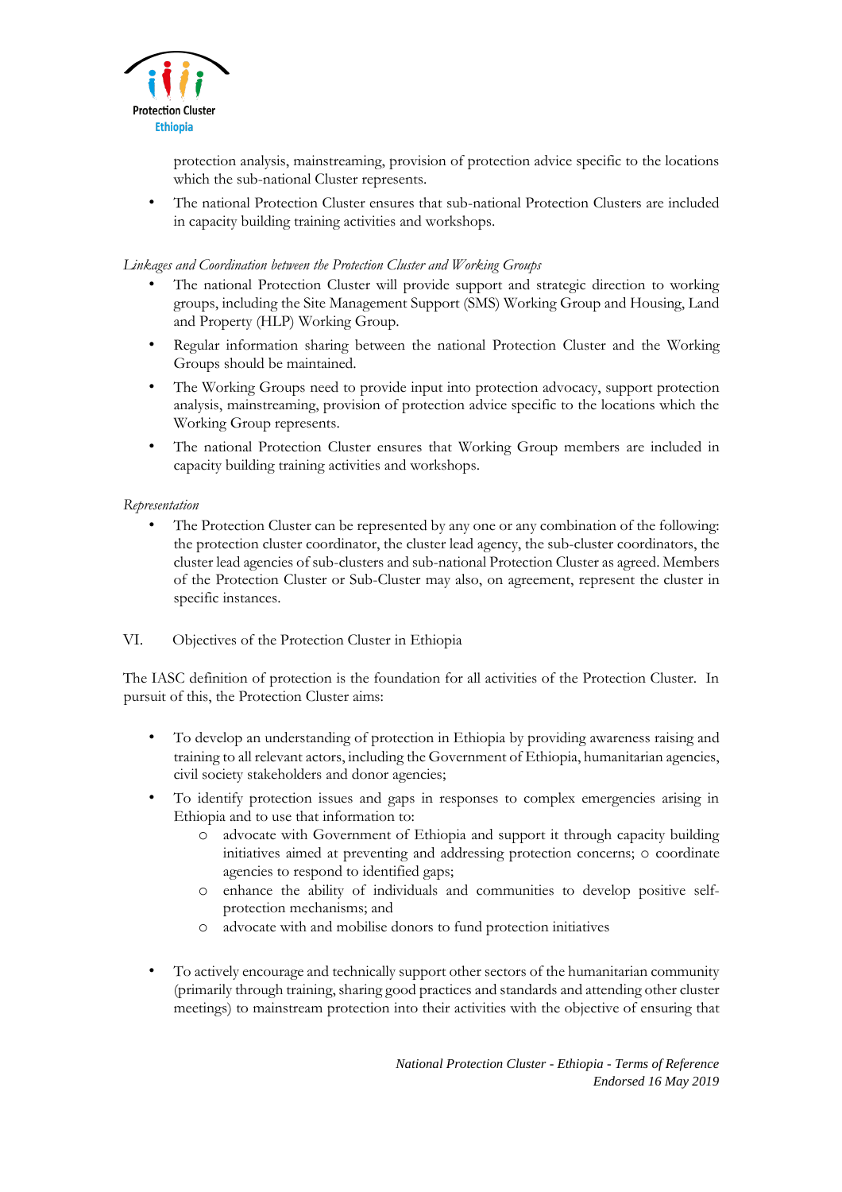protection analysis, mainstreaming, provision of protection advice specific to the locations which the sub-national Cluster represents.

- The national Protection Cluster ensures that sub-national Protection Clusters are included in capacity building training activities and workshops.

*Linkages and Coordination between the Protection Cluster and Working Groups*

- The national Protection Cluster will provide support and strategic direction to working groups, including the Site Management Support (SMS) Working Group and Housing, Land and Property (HLP) Working Group.
- Regular information sharing between the national Protection Cluster and the Working Groups should be maintained.
- The Working Groups need to provide input into protection advocacy, support protection analysis, mainstreaming, provision of protection advice specific to the locations which the Working Group represents.
- The national Protection Cluster ensures that Working Group members are included in capacity building training activities and workshops.

*Representation*

- The Protection Cluster can be represented by any one or any combination of the following: the protection cluster coordinator, the cluster lead agency, the sub-cluster coordinators, the cluster lead agencies of sub-clusters and sub-national Protection Cluster as agreed. Members of the Protection Cluster or Sub-Cluster may also, on agreement, represent the cluster in specific instances.

## VI. Objectives of the Protection Cluster in Ethiopia

The IASC definition of protection is the foundation for all activities of the Protection Cluster. In pursuit of this, the Protection Cluster aims:

- To develop an understanding of protection in Ethiopia by providing awareness raising and training to all relevant actors, including the Government of Ethiopia, humanitarian agencies, civil society stakeholders and donor agencies;
- To identify protection issues and gaps in responses to complex emergencies arising in Ethiopia and to use that information to:
  - advocate with Government of Ethiopia and support it through capacity building initiatives aimed at preventing and addressing protection concerns; o coordinate agencies to respond to identified gaps;
  - enhance the ability of individuals and communities to develop positive self-protection mechanisms; and
  - advocate with and mobilise donors to fund protection initiatives
- To actively encourage and technically support other sectors of the humanitarian community (primarily through training, sharing good practices and standards and attending other cluster meetings) to mainstream protection into their activities with the objective of ensuring that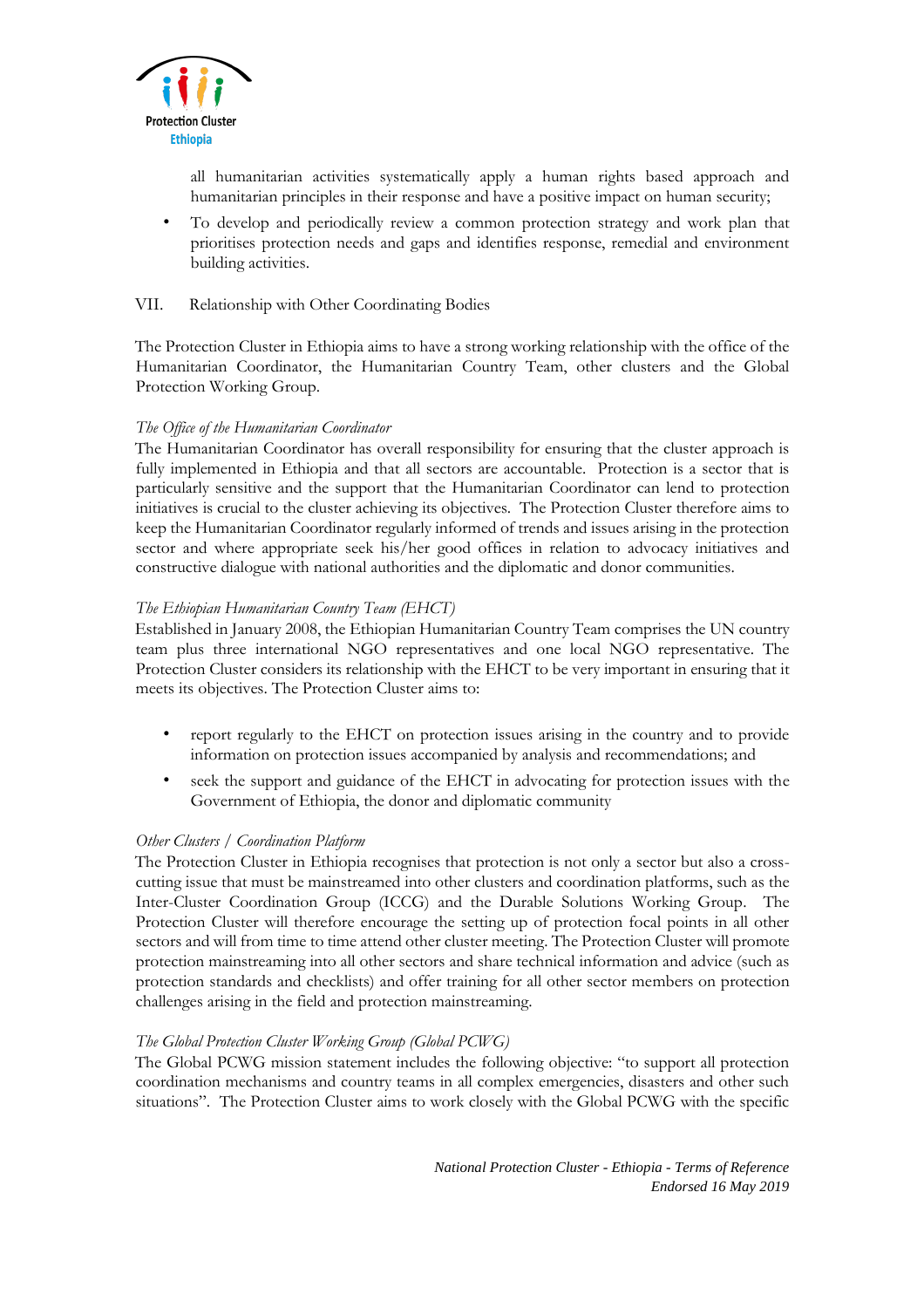all humanitarian activities systematically apply a human rights based approach and humanitarian principles in their response and have a positive impact on human security;

- To develop and periodically review a common protection strategy and work plan that prioritises protection needs and gaps and identifies response, remedial and environment building activities.

## VII. Relationship with Other Coordinating Bodies

The Protection Cluster in Ethiopia aims to have a strong working relationship with the office of the Humanitarian Coordinator, the Humanitarian Country Team, other clusters and the Global Protection Working Group.

*The Office of the Humanitarian Coordinator*

The Humanitarian Coordinator has overall responsibility for ensuring that the cluster approach is fully implemented in Ethiopia and that all sectors are accountable. Protection is a sector that is particularly sensitive and the support that the Humanitarian Coordinator can lend to protection initiatives is crucial to the cluster achieving its objectives. The Protection Cluster therefore aims to keep the Humanitarian Coordinator regularly informed of trends and issues arising in the protection sector and where appropriate seek his/her good offices in relation to advocacy initiatives and constructive dialogue with national authorities and the diplomatic and donor communities.

*The Ethiopian Humanitarian Country Team (EHCT)*

Established in January 2008, the Ethiopian Humanitarian Country Team comprises the UN country team plus three international NGO representatives and one local NGO representative. The Protection Cluster considers its relationship with the EHCT to be very important in ensuring that it meets its objectives. The Protection Cluster aims to:

- report regularly to the EHCT on protection issues arising in the country and to provide information on protection issues accompanied by analysis and recommendations; and
- seek the support and guidance of the EHCT in advocating for protection issues with the Government of Ethiopia, the donor and diplomatic community

*Other Clusters / Coordination Platform*

The Protection Cluster in Ethiopia recognises that protection is not only a sector but also a cross-cutting issue that must be mainstreamed into other clusters and coordination platforms, such as the Inter-Cluster Coordination Group (ICCG) and the Durable Solutions Working Group. The Protection Cluster will therefore encourage the setting up of protection focal points in all other sectors and will from time to time attend other cluster meeting. The Protection Cluster will promote protection mainstreaming into all other sectors and share technical information and advice (such as protection standards and checklists) and offer training for all other sector members on protection challenges arising in the field and protection mainstreaming.

*The Global Protection Cluster Working Group (Global PCWG)*

The Global PCWG mission statement includes the following objective: "to support all protection coordination mechanisms and country teams in all complex emergencies, disasters and other such situations". The Protection Cluster aims to work closely with the Global PCWG with the specific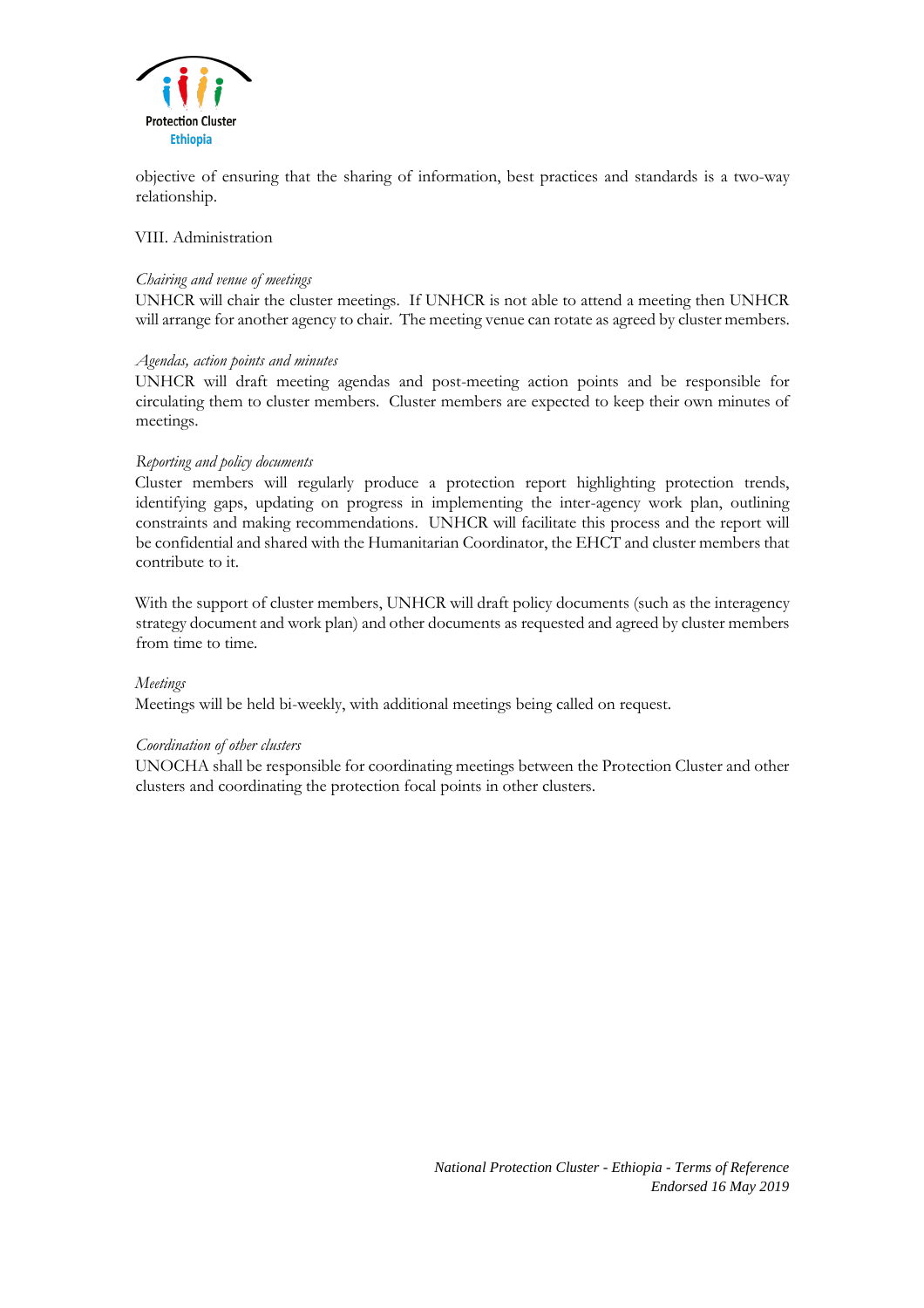objective of ensuring that the sharing of information, best practices and standards is a two-way relationship.

## VIII. Administration

*Chairing and venue of meetings*

UNHCR will chair the cluster meetings. If UNHCR is not able to attend a meeting then UNHCR will arrange for another agency to chair. The meeting venue can rotate as agreed by cluster members.

*Agendas, action points and minutes*

UNHCR will draft meeting agendas and post-meeting action points and be responsible for circulating them to cluster members. Cluster members are expected to keep their own minutes of meetings.

*Reporting and policy documents*

Cluster members will regularly produce a protection report highlighting protection trends, identifying gaps, updating on progress in implementing the inter-agency work plan, outlining constraints and making recommendations. UNHCR will facilitate this process and the report will be confidential and shared with the Humanitarian Coordinator, the EHCT and cluster members that contribute to it.

With the support of cluster members, UNHCR will draft policy documents (such as the interagency strategy document and work plan) and other documents as requested and agreed by cluster members from time to time.

*Meetings*

Meetings will be held bi-weekly, with additional meetings being called on request.

*Coordination of other clusters*

UNOCHA shall be responsible for coordinating meetings between the Protection Cluster and other clusters and coordinating the protection focal points in other clusters.